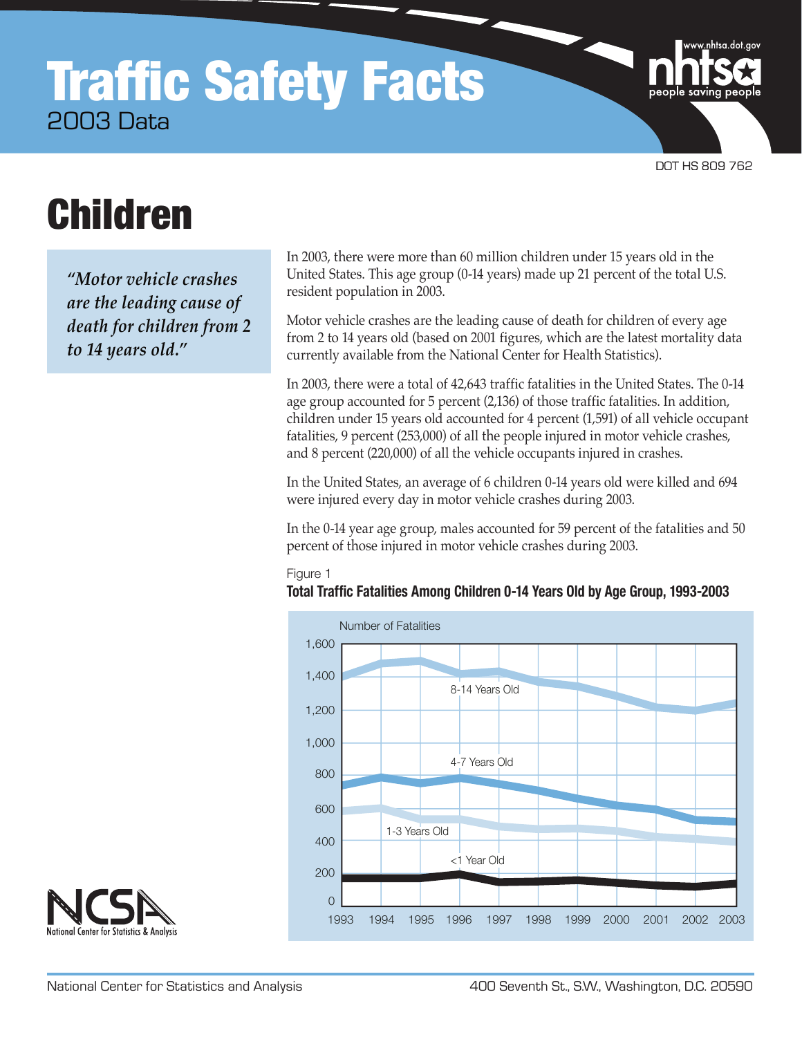# Traffic Safety Facts

2003 Data

DOT HS 809 762

# Children

*"Motor vehicle crashes are the leading cause of death for children from 2 to 14 years old."*

In 2003, there were more than 60 million children under 15 years old in the United States. This age group (0-14 years) made up 21 percent of the total U.S. resident population in 2003.

Motor vehicle crashes are the leading cause of death for children of every age from 2 to 14 years old (based on 2001 figures, which are the latest mortality data currently available from the National Center for Health Statistics).

In 2003, there were a total of 42,643 traffic fatalities in the United States. The 0-14 age group accounted for 5 percent (2,136) of those traffic fatalities. In addition, children under 15 years old accounted for 4 percent (1,591) of all vehicle occupant fatalities, 9 percent (253,000) of all the people injured in motor vehicle crashes, and 8 percent (220,000) of all the vehicle occupants injured in crashes.

In the United States, an average of 6 children 0-14 years old were killed and 694 were injured every day in motor vehicle crashes during 2003.

In the 0-14 year age group, males accounted for 59 percent of the fatalities and 50 percent of those injured in motor vehicle crashes during 2003.

Figure 1

**Total Traffic Fatalities Among Children 0-14 Years Old by Age Group, 1993-2003**

National Center for Statistics and Analysis

400 Seventh St., S.W., Washington, D.C. 20590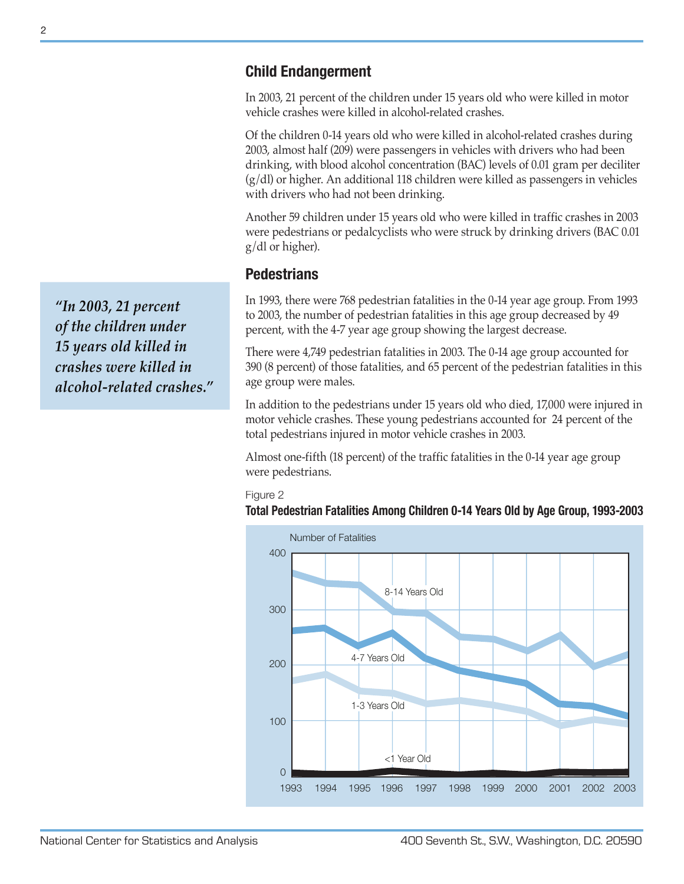## Child Endangerment

In 2003, 21 percent of the children under 15 years old who were killed in motor vehicle crashes were killed in alcohol-related crashes.

Of the children 0-14 years old who were killed in alcohol-related crashes during 2003, almost half (209) were passengers in vehicles with drivers who had been drinking, with blood alcohol concentration (BAC) levels of 0.01 gram per deciliter (g/dl) or higher. An additional 118 children were killed as passengers in vehicles with drivers who had not been drinking.

Another 59 children under 15 years old who were killed in traffic crashes in 2003 were pedestrians or pedalcyclists who were struck by drinking drivers (BAC 0.01 g/dl or higher).

> *"In 2003, 21 percent of the children under 15 years old killed in crashes were killed in alcohol-related crashes."*

## Pedestrians

In 1993, there were 768 pedestrian fatalities in the 0-14 year age group. From 1993 to 2003, the number of pedestrian fatalities in this age group decreased by 49 percent, with the 4-7 year age group showing the largest decrease.

There were 4,749 pedestrian fatalities in 2003. The 0-14 age group accounted for 390 (8 percent) of those fatalities, and 65 percent of the pedestrian fatalities in this age group were males.

In addition to the pedestrians under 15 years old who died, 17,000 were injured in motor vehicle crashes. These young pedestrians accounted for 24 percent of the total pedestrians injured in motor vehicle crashes in 2003.

Almost one-fifth (18 percent) of the traffic fatalities in the 0-14 year age group were pedestrians.

Figure 2

**Total Pedestrian Fatalities Among Children 0-14 Years Old by Age Group, 1993-2003**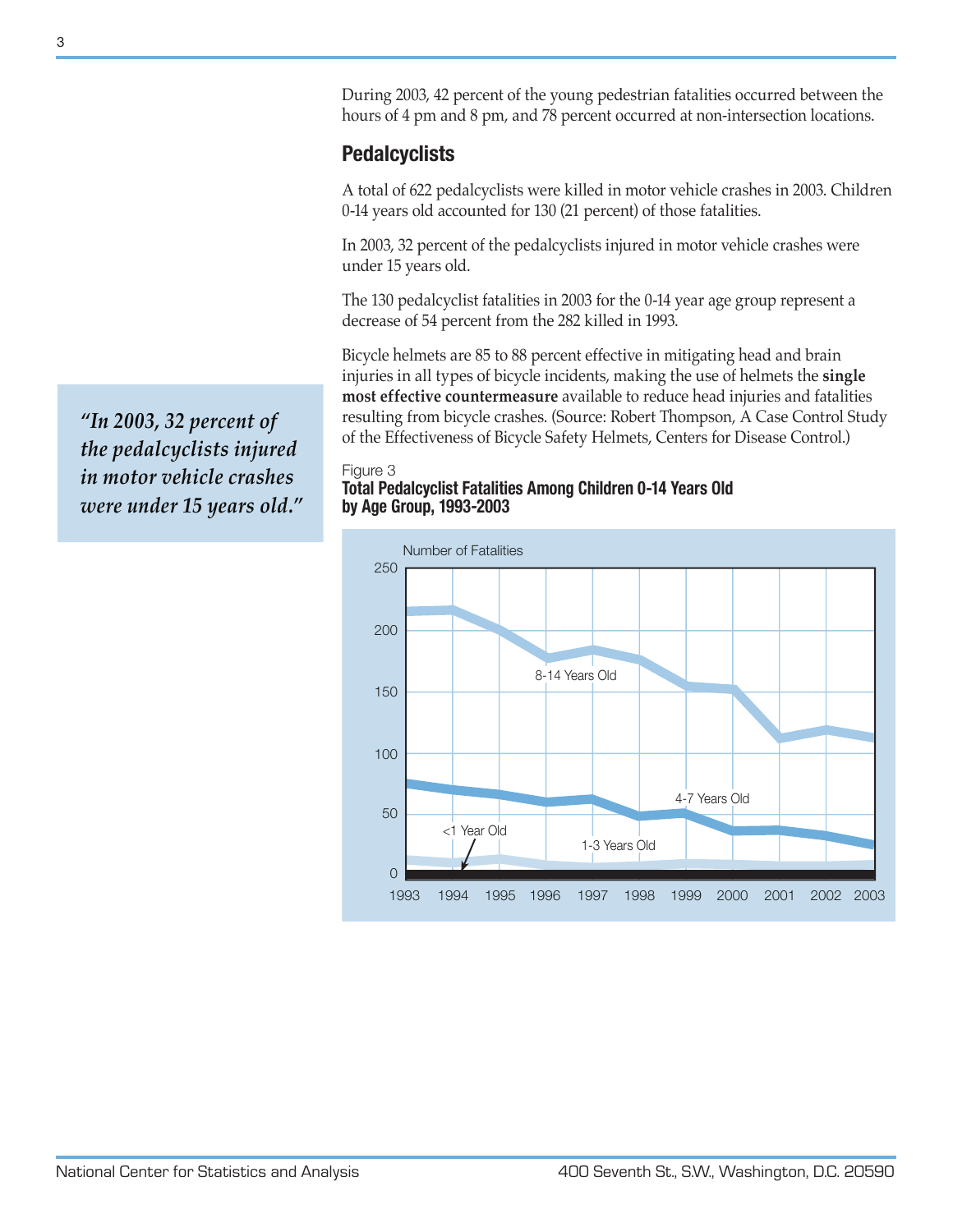During 2003, 42 percent of the young pedestrian fatalities occurred between the hours of 4 pm and 8 pm, and 78 percent occurred at non-intersection locations.

## Pedalcyclists

A total of 622 pedalcyclists were killed in motor vehicle crashes in 2003. Children 0-14 years old accounted for 130 (21 percent) of those fatalities.

In 2003, 32 percent of the pedalcyclists injured in motor vehicle crashes were under 15 years old.

The 130 pedalcyclist fatalities in 2003 for the 0-14 year age group represent a decrease of 54 percent from the 282 killed in 1993.

Bicycle helmets are 85 to 88 percent effective in mitigating head and brain injuries in all types of bicycle incidents, making the use of helmets the **single most effective countermeasure** available to reduce head injuries and fatalities resulting from bicycle crashes. (Source: Robert Thompson, A Case Control Study of the Effectiveness of Bicycle Safety Helmets, Centers for Disease Control.)

> *"In 2003, 32 percent of the pedalcyclists injured in motor vehicle crashes were under 15 years old."*

Figure 3
**Total Pedalcyclist Fatalities Among Children 0-14 Years Old by Age Group, 1993-2003**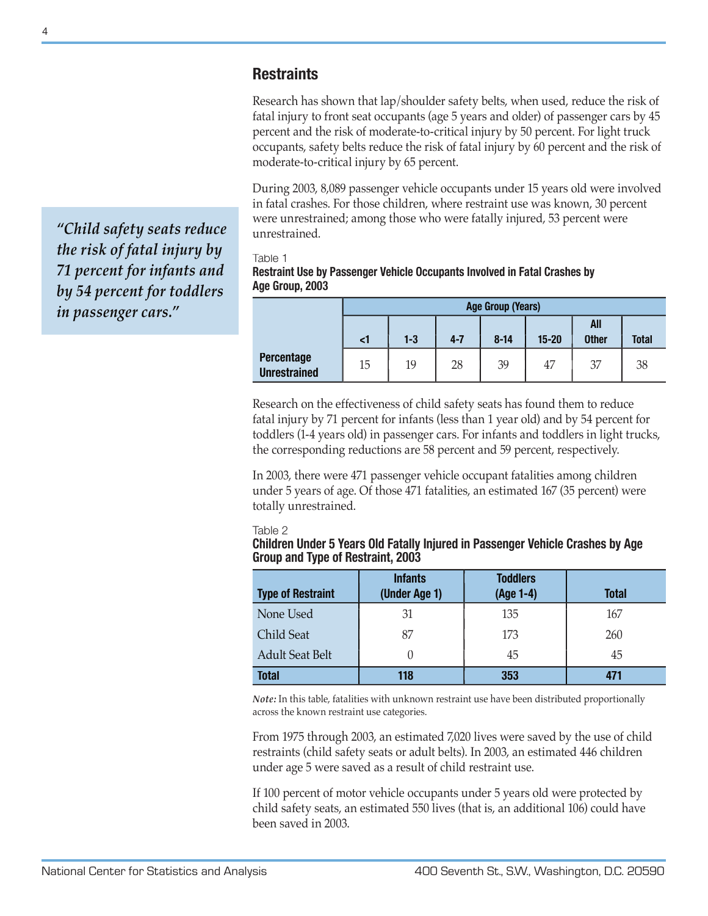## Restraints

Research has shown that lap/shoulder safety belts, when used, reduce the risk of fatal injury to front seat occupants (age 5 years and older) of passenger cars by 45 percent and the risk of moderate-to-critical injury by 50 percent. For light truck occupants, safety belts reduce the risk of fatal injury by 60 percent and the risk of moderate-to-critical injury by 65 percent.

During 2003, 8,089 passenger vehicle occupants under 15 years old were involved in fatal crashes. For those children, where restraint use was known, 30 percent were unrestrained; among those who were fatally injured, 53 percent were unrestrained.

*"Child safety seats reduce the risk of fatal injury by 71 percent for infants and by 54 percent for toddlers in passenger cars."*

Table 1
**Restraint Use by Passenger Vehicle Occupants Involved in Fatal Crashes by Age Group, 2003**

| | Age Group (Years) | | | | | | |
|---|---|---|---|---|---|---|---|
| | <1 | 1-3 | 4-7 | 8-14 | 15-20 | All Other | Total |
| **Percentage Unrestrained** | 15 | 19 | 28 | 39 | 47 | 37 | 38 |

Research on the effectiveness of child safety seats has found them to reduce fatal injury by 71 percent for infants (less than 1 year old) and by 54 percent for toddlers (1-4 years old) in passenger cars. For infants and toddlers in light trucks, the corresponding reductions are 58 percent and 59 percent, respectively.

In 2003, there were 471 passenger vehicle occupant fatalities among children under 5 years of age. Of those 471 fatalities, an estimated 167 (35 percent) were totally unrestrained.

Table 2
**Children Under 5 Years Old Fatally Injured in Passenger Vehicle Crashes by Age Group and Type of Restraint, 2003**

| Type of Restraint | Infants (Under Age 1) | Toddlers (Age 1-4) | Total |
|---|---|---|---|
| None Used | 31 | 135 | 167 |
| Child Seat | 87 | 173 | 260 |
| Adult Seat Belt | 0 | 45 | 45 |
| **Total** | **118** | **353** | **471** |

*Note:* In this table, fatalities with unknown restraint use have been distributed proportionally across the known restraint use categories.

From 1975 through 2003, an estimated 7,020 lives were saved by the use of child restraints (child safety seats or adult belts). In 2003, an estimated 446 children under age 5 were saved as a result of child restraint use.

If 100 percent of motor vehicle occupants under 5 years old were protected by child safety seats, an estimated 550 lives (that is, an additional 106) could have been saved in 2003.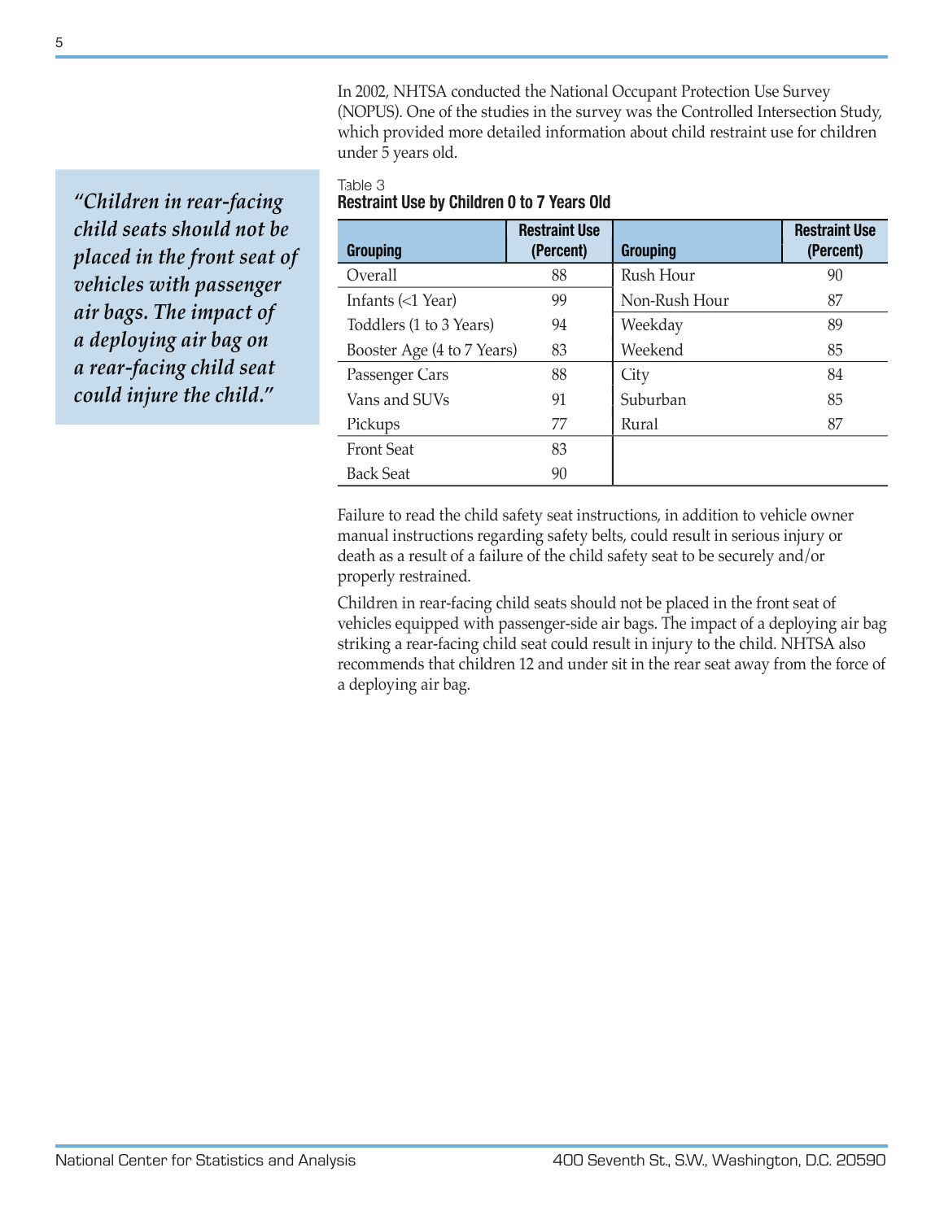In 2002, NHTSA conducted the National Occupant Protection Use Survey (NOPUS). One of the studies in the survey was the Controlled Intersection Study, which provided more detailed information about child restraint use for children under 5 years old.

*"Children in rear-facing child seats should not be placed in the front seat of vehicles with passenger air bags. The impact of a deploying air bag on a rear-facing child seat could injure the child."*

Table 3
**Restraint Use by Children 0 to 7 Years Old**

| Grouping | Restraint Use (Percent) | Grouping | Restraint Use (Percent) |
|---|---|---|---|
| Overall | 88 | Rush Hour | 90 |
| Infants (<1 Year) | 99 | Non-Rush Hour | 87 |
| Toddlers (1 to 3 Years) | 94 | Weekday | 89 |
| Booster Age (4 to 7 Years) | 83 | Weekend | 85 |
| Passenger Cars | 88 | City | 84 |
| Vans and SUVs | 91 | Suburban | 85 |
| Pickups | 77 | Rural | 87 |
| Front Seat | 83 | | |
| Back Seat | 90 | | |

Failure to read the child safety seat instructions, in addition to vehicle owner manual instructions regarding safety belts, could result in serious injury or death as a result of a failure of the child safety seat to be securely and/or properly restrained.

Children in rear-facing child seats should not be placed in the front seat of vehicles equipped with passenger-side air bags. The impact of a deploying air bag striking a rear-facing child seat could result in injury to the child. NHTSA also recommends that children 12 and under sit in the rear seat away from the force of a deploying air bag.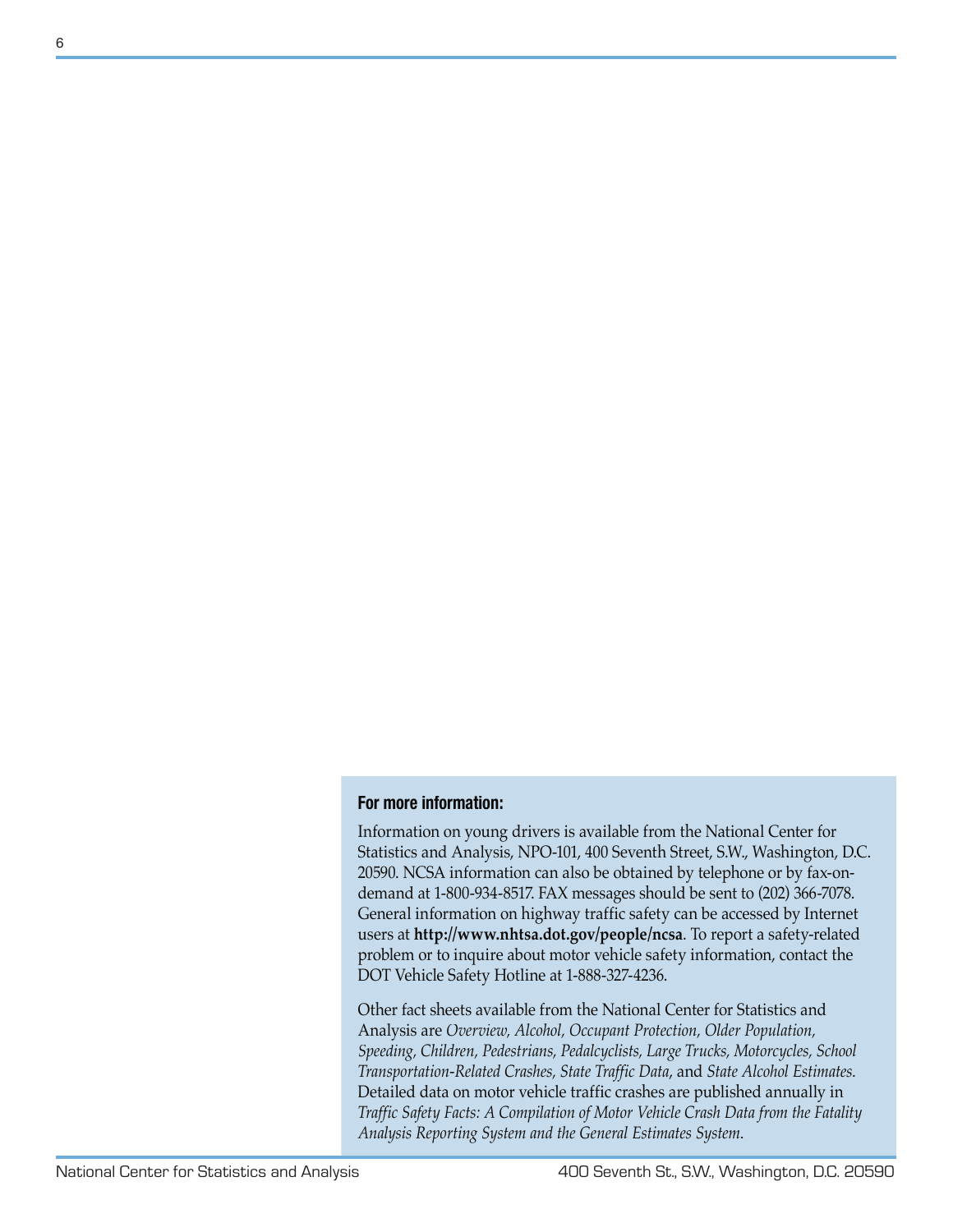**For more information:**

Information on young drivers is available from the National Center for Statistics and Analysis, NPO-101, 400 Seventh Street, S.W., Washington, D.C. 20590. NCSA information can also be obtained by telephone or by fax-on-demand at 1-800-934-8517. FAX messages should be sent to (202) 366-7078. General information on highway traffic safety can be accessed by Internet users at **http://www.nhtsa.dot.gov/people/ncsa**. To report a safety-related problem or to inquire about motor vehicle safety information, contact the DOT Vehicle Safety Hotline at 1-888-327-4236.

Other fact sheets available from the National Center for Statistics and Analysis are *Overview, Alcohol, Occupant Protection, Older Population, Speeding, Children, Pedestrians, Pedalcyclists, Large Trucks, Motorcycles, School Transportation-Related Crashes, State Traffic Data*, and *State Alcohol Estimates*. Detailed data on motor vehicle traffic crashes are published annually in *Traffic Safety Facts: A Compilation of Motor Vehicle Crash Data from the Fatality Analysis Reporting System and the General Estimates System*.